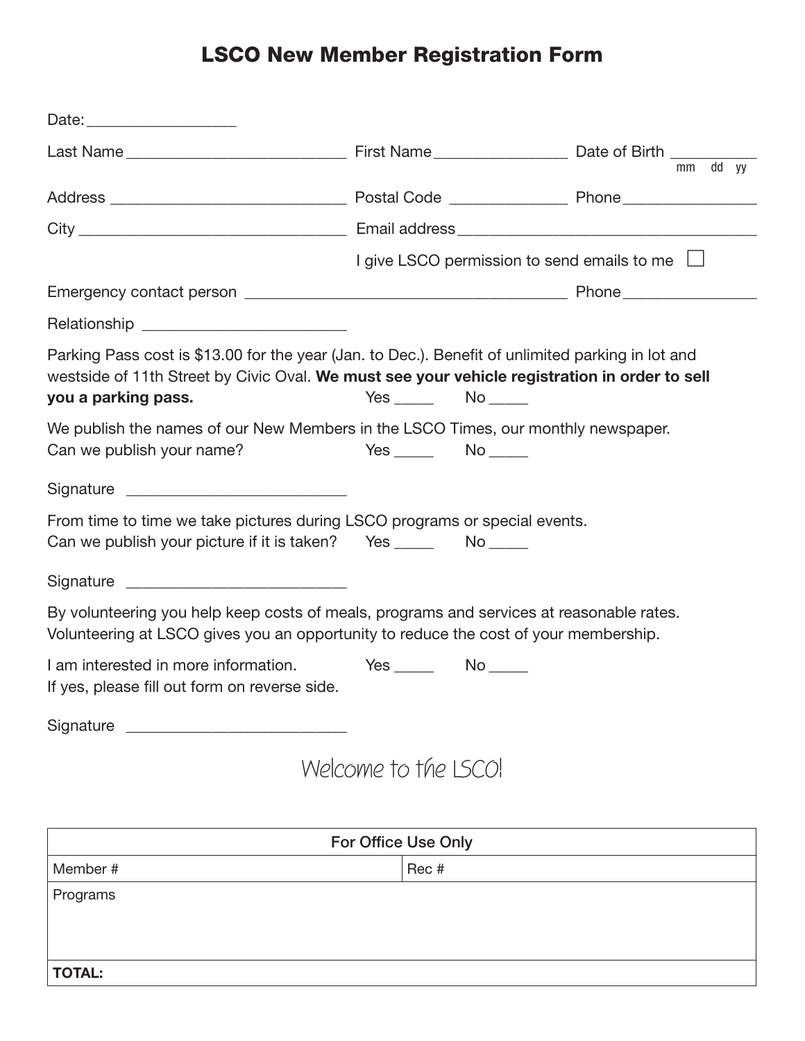# LSCO New Member Registration Form

Date: ___________________

Last Name ___________________________ First Name ________________ Date of Birth ___________
mm dd yy

Address _____________________________ Postal Code ______________ Phone ________________

City _________________________________ Email address _____________________________________

I give LSCO permission to send emails to me ☐

Emergency contact person _______________________________________ Phone ________________

Relationship _________________________

Parking Pass cost is $13.00 for the year (Jan. to Dec.). Benefit of unlimited parking in lot and westside of 11th Street by Civic Oval. **We must see your vehicle registration in order to sell you a parking pass.** Yes _____ No _____

We publish the names of our New Members in the LSCO Times, our monthly newspaper.
Can we publish your name? Yes _____ No _____

Signature ___________________________

From time to time we take pictures during LSCO programs or special events.
Can we publish your picture if it is taken? Yes _____ No _____

Signature ___________________________

By volunteering you help keep costs of meals, programs and services at reasonable rates. Volunteering at LSCO gives you an opportunity to reduce the cost of your membership.

I am interested in more information. Yes _____ No _____
If yes, please fill out form on reverse side.

Signature ___________________________

Welcome to the LSCO!

| For Office Use Only | |
|---|---|
| Member # | Rec # |
| Programs | |
| **TOTAL:** | |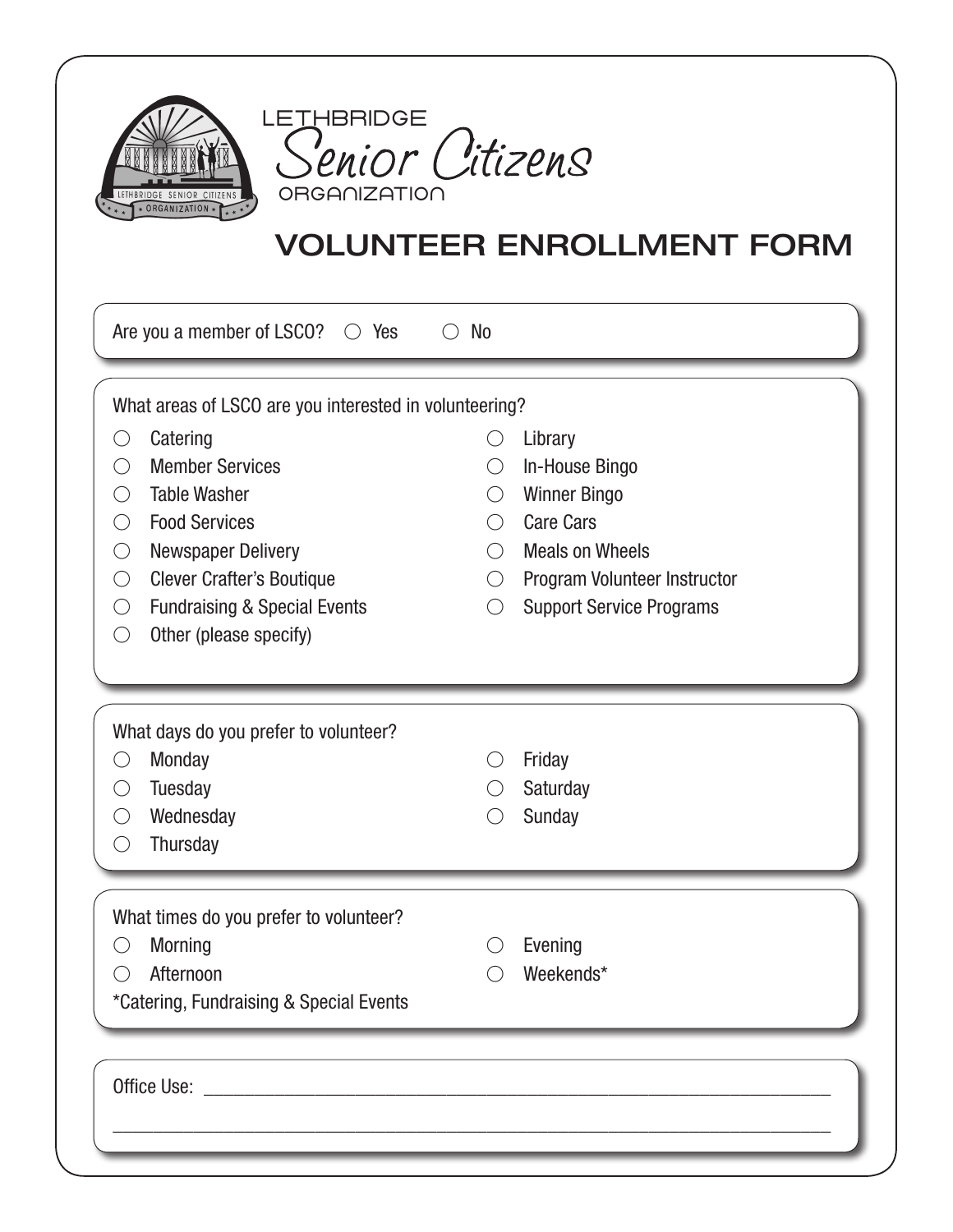LETHBRIDGE

Senior Citizens

ORGANIZATION

# VOLUNTEER ENROLLMENT FORM

Are you a member of LSCO? ○ Yes ○ No

What areas of LSCO are you interested in volunteering?

- ○ Catering
- ○ Member Services
- ○ Table Washer
- ○ Food Services
- ○ Newspaper Delivery
- ○ Clever Crafter's Boutique
- ○ Fundraising & Special Events
- ○ Other (please specify)
- ○ Library
- ○ In-House Bingo
- ○ Winner Bingo
- ○ Care Cars
- ○ Meals on Wheels
- ○ Program Volunteer Instructor
- ○ Support Service Programs

What days do you prefer to volunteer?

- ○ Monday
- ○ Tuesday
- ○ Wednesday
- ○ Thursday
- ○ Friday
- ○ Saturday
- ○ Sunday

What times do you prefer to volunteer?

- ○ Morning
- ○ Afternoon
- ○ Evening
- ○ Weekends*

*Catering, Fundraising & Special Events

Office Use: ____________________________________________________________

______________________________________________________________________